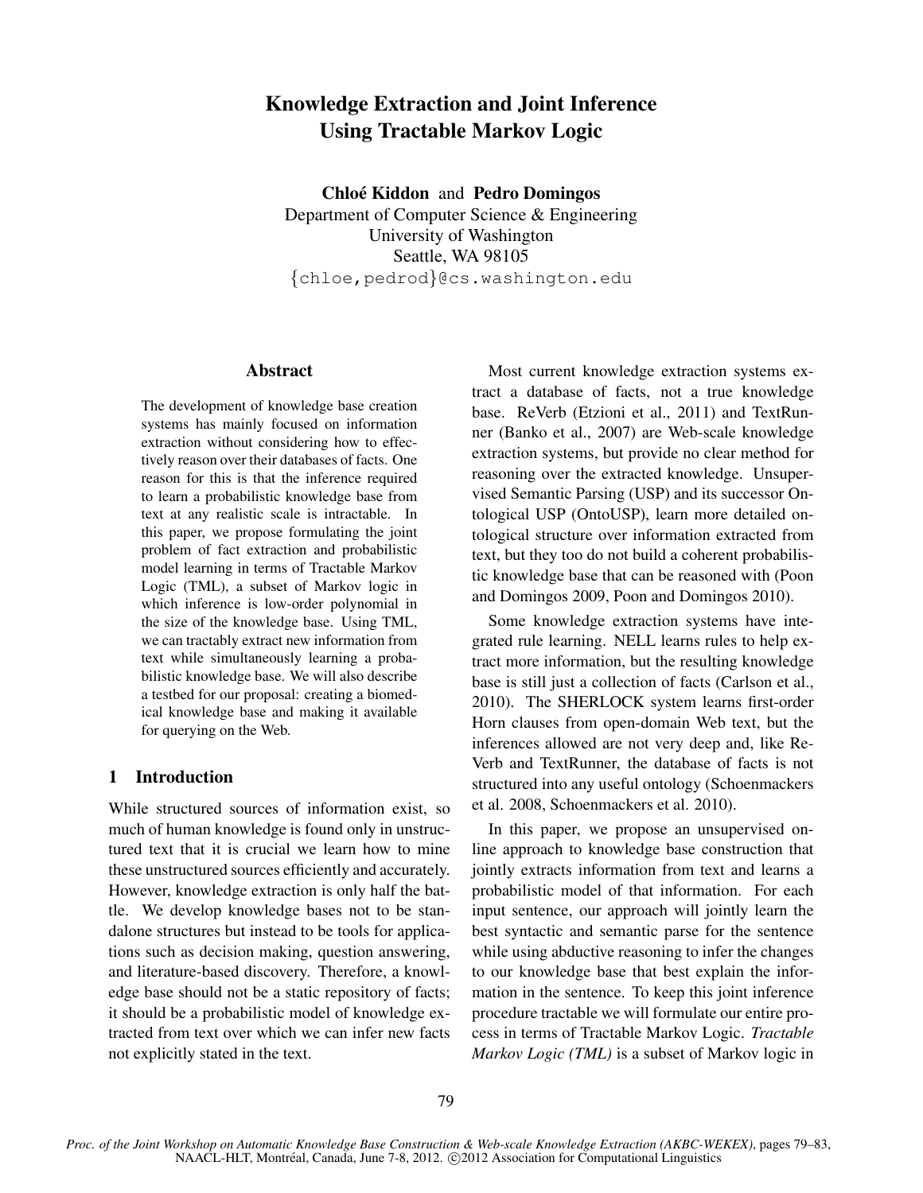# Knowledge Extraction and Joint Inference Using Tractable Markov Logic

**Chloé Kiddon** and **Pedro Domingos**
Department of Computer Science & Engineering
University of Washington
Seattle, WA 98105
{chloe,pedrod}@cs.washington.edu

## Abstract

The development of knowledge base creation systems has mainly focused on information extraction without considering how to effectively reason over their databases of facts. One reason for this is that the inference required to learn a probabilistic knowledge base from text at any realistic scale is intractable. In this paper, we propose formulating the joint problem of fact extraction and probabilistic model learning in terms of Tractable Markov Logic (TML), a subset of Markov logic in which inference is low-order polynomial in the size of the knowledge base. Using TML, we can tractably extract new information from text while simultaneously learning a probabilistic knowledge base. We will also describe a testbed for our proposal: creating a biomedical knowledge base and making it available for querying on the Web.

## 1 Introduction

While structured sources of information exist, so much of human knowledge is found only in unstructured text that it is crucial we learn how to mine these unstructured sources efficiently and accurately. However, knowledge extraction is only half the battle. We develop knowledge bases not to be standalone structures but instead to be tools for applications such as decision making, question answering, and literature-based discovery. Therefore, a knowledge base should not be a static repository of facts; it should be a probabilistic model of knowledge extracted from text over which we can infer new facts not explicitly stated in the text.

Most current knowledge extraction systems extract a database of facts, not a true knowledge base. ReVerb (Etzioni et al., 2011) and TextRunner (Banko et al., 2007) are Web-scale knowledge extraction systems, but provide no clear method for reasoning over the extracted knowledge. Unsupervised Semantic Parsing (USP) and its successor Ontological USP (OntoUSP), learn more detailed ontological structure over information extracted from text, but they too do not build a coherent probabilistic knowledge base that can be reasoned with (Poon and Domingos 2009, Poon and Domingos 2010).

Some knowledge extraction systems have integrated rule learning. NELL learns rules to help extract more information, but the resulting knowledge base is still just a collection of facts (Carlson et al., 2010). The SHERLOCK system learns first-order Horn clauses from open-domain Web text, but the inferences allowed are not very deep and, like ReVerb and TextRunner, the database of facts is not structured into any useful ontology (Schoenmackers et al. 2008, Schoenmackers et al. 2010).

In this paper, we propose an unsupervised online approach to knowledge base construction that jointly extracts information from text and learns a probabilistic model of that information. For each input sentence, our approach will jointly learn the best syntactic and semantic parse for the sentence while using abductive reasoning to infer the changes to our knowledge base that best explain the information in the sentence. To keep this joint inference procedure tractable we will formulate our entire process in terms of Tractable Markov Logic. *Tractable Markov Logic (TML)* is a subset of Markov logic in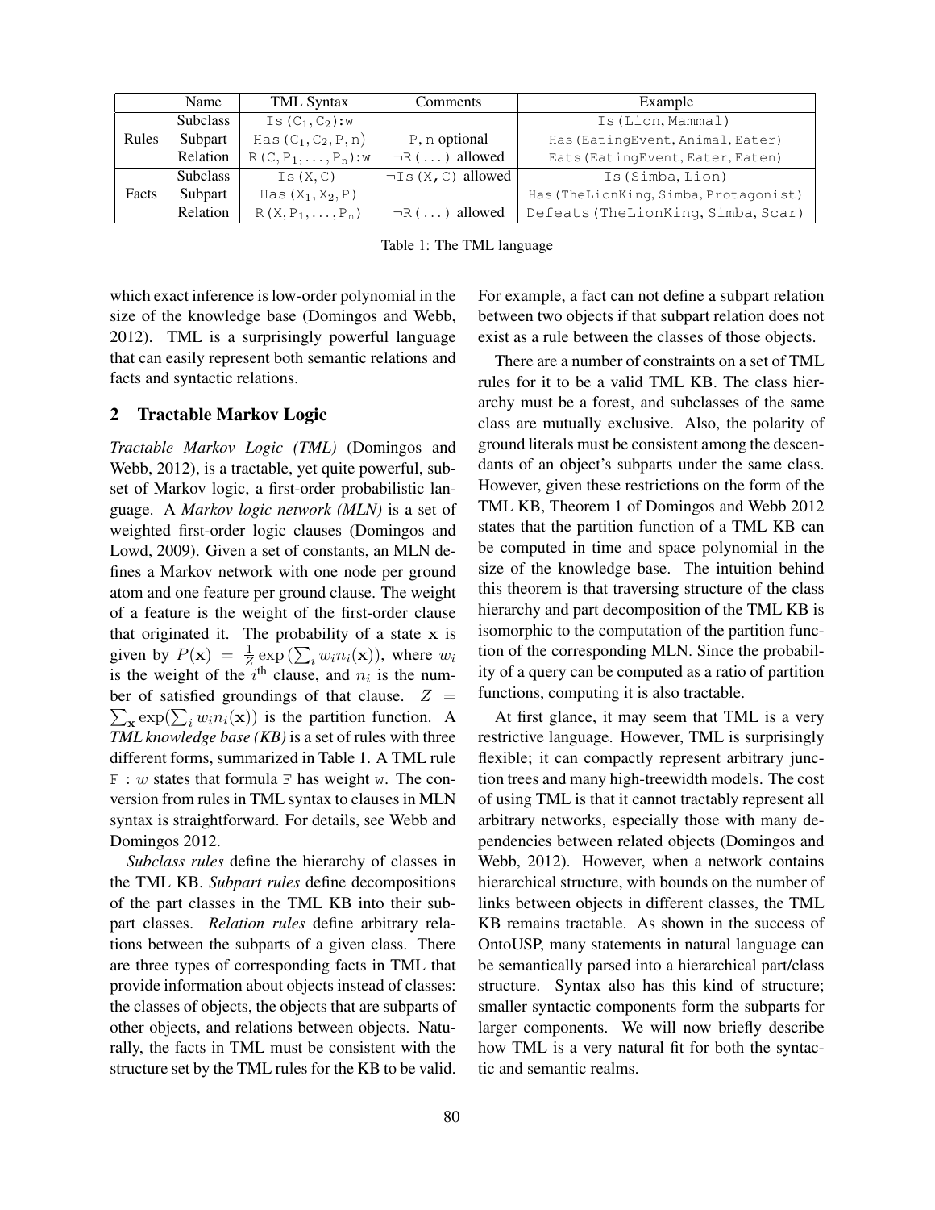| | Name | TML Syntax | Comments | Example |
|---|---|---|---|---|
| Rules | Subclass | Is($C_1$,$C_2$):w | | Is(Lion,Mammal) |
| | Subpart | Has($C_1$,$C_2$,P,n) | P, n optional | Has(EatingEvent,Animal,Eater) |
| | Relation | R(C,$P_1$,...,$P_n$):w | ¬R(...) allowed | Eats(EatingEvent,Eater,Eaten) |
| Facts | Subclass | Is(X,C) | ¬Is(X,C) allowed | Is(Simba,Lion) |
| | Subpart | Has($X_1$,$X_2$,P) | | Has(TheLionKing,Simba,Protagonist) |
| | Relation | R(X,$P_1$,...,$P_n$) | ¬R(...) allowed | Defeats(TheLionKing,Simba,Scar) |

Table 1: The TML language

which exact inference is low-order polynomial in the size of the knowledge base (Domingos and Webb, 2012). TML is a surprisingly powerful language that can easily represent both semantic relations and facts and syntactic relations.

## 2 Tractable Markov Logic

*Tractable Markov Logic (TML)* (Domingos and Webb, 2012), is a tractable, yet quite powerful, subset of Markov logic, a first-order probabilistic language. A *Markov logic network (MLN)* is a set of weighted first-order logic clauses (Domingos and Lowd, 2009). Given a set of constants, an MLN defines a Markov network with one node per ground atom and one feature per ground clause. The weight of a feature is the weight of the first-order clause that originated it. The probability of a state $\mathbf{x}$ is given by $P(\mathbf{x}) = \frac{1}{Z}\exp\left(\sum_i w_i n_i(\mathbf{x})\right)$, where $w_i$ is the weight of the $i^{\text{th}}$ clause, and $n_i$ is the number of satisfied groundings of that clause. $Z = \sum_{\mathbf{x}} \exp(\sum_i w_i n_i(\mathbf{x}))$ is the partition function. A *TML knowledge base (KB)* is a set of rules with three different forms, summarized in Table 1. A TML rule F : $w$ states that formula F has weight w. The conversion from rules in TML syntax to clauses in MLN syntax is straightforward. For details, see Webb and Domingos 2012.

*Subclass rules* define the hierarchy of classes in the TML KB. *Subpart rules* define decompositions of the part classes in the TML KB into their subpart classes. *Relation rules* define arbitrary relations between the subparts of a given class. There are three types of corresponding facts in TML that provide information about objects instead of classes: the classes of objects, the objects that are subparts of other objects, and relations between objects. Naturally, the facts in TML must be consistent with the structure set by the TML rules for the KB to be valid. For example, a fact can not define a subpart relation between two objects if that subpart relation does not exist as a rule between the classes of those objects.

There are a number of constraints on a set of TML rules for it to be a valid TML KB. The class hierarchy must be a forest, and subclasses of the same class are mutually exclusive. Also, the polarity of ground literals must be consistent among the descendants of an object's subparts under the same class. However, given these restrictions on the form of the TML KB, Theorem 1 of Domingos and Webb 2012 states that the partition function of a TML KB can be computed in time and space polynomial in the size of the knowledge base. The intuition behind this theorem is that traversing structure of the class hierarchy and part decomposition of the TML KB is isomorphic to the computation of the partition function of the corresponding MLN. Since the probability of a query can be computed as a ratio of partition functions, computing it is also tractable.

At first glance, it may seem that TML is a very restrictive language. However, TML is surprisingly flexible; it can compactly represent arbitrary junction trees and many high-treewidth models. The cost of using TML is that it cannot tractably represent all arbitrary networks, especially those with many dependencies between related objects (Domingos and Webb, 2012). However, when a network contains hierarchical structure, with bounds on the number of links between objects in different classes, the TML KB remains tractable. As shown in the success of OntoUSP, many statements in natural language can be semantically parsed into a hierarchical part/class structure. Syntax also has this kind of structure; smaller syntactic components form the subparts for larger components. We will now briefly describe how TML is a very natural fit for both the syntactic and semantic realms.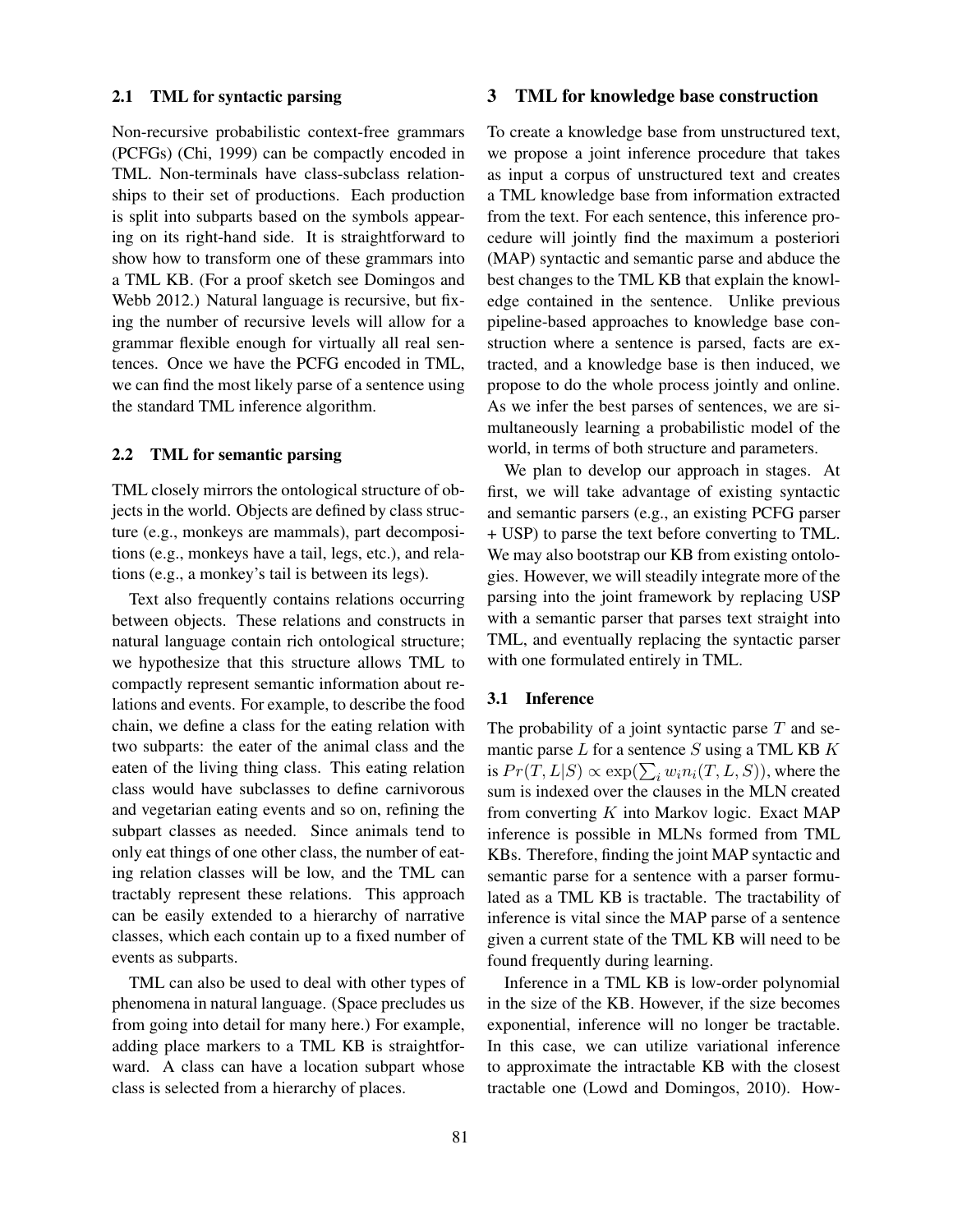### 2.1 TML for syntactic parsing

Non-recursive probabilistic context-free grammars (PCFGs) (Chi, 1999) can be compactly encoded in TML. Non-terminals have class-subclass relationships to their set of productions. Each production is split into subparts based on the symbols appearing on its right-hand side. It is straightforward to show how to transform one of these grammars into a TML KB. (For a proof sketch see Domingos and Webb 2012.) Natural language is recursive, but fixing the number of recursive levels will allow for a grammar flexible enough for virtually all real sentences. Once we have the PCFG encoded in TML, we can find the most likely parse of a sentence using the standard TML inference algorithm.

### 2.2 TML for semantic parsing

TML closely mirrors the ontological structure of objects in the world. Objects are defined by class structure (e.g., monkeys are mammals), part decompositions (e.g., monkeys have a tail, legs, etc.), and relations (e.g., a monkey's tail is between its legs).

Text also frequently contains relations occurring between objects. These relations and constructs in natural language contain rich ontological structure; we hypothesize that this structure allows TML to compactly represent semantic information about relations and events. For example, to describe the food chain, we define a class for the eating relation with two subparts: the eater of the animal class and the eaten of the living thing class. This eating relation class would have subclasses to define carnivorous and vegetarian eating events and so on, refining the subpart classes as needed. Since animals tend to only eat things of one other class, the number of eating relation classes will be low, and the TML can tractably represent these relations. This approach can be easily extended to a hierarchy of narrative classes, which each contain up to a fixed number of events as subparts.

TML can also be used to deal with other types of phenomena in natural language. (Space precludes us from going into detail for many here.) For example, adding place markers to a TML KB is straightforward. A class can have a location subpart whose class is selected from a hierarchy of places.

## 3 TML for knowledge base construction

To create a knowledge base from unstructured text, we propose a joint inference procedure that takes as input a corpus of unstructured text and creates a TML knowledge base from information extracted from the text. For each sentence, this inference procedure will jointly find the maximum a posteriori (MAP) syntactic and semantic parse and abduce the best changes to the TML KB that explain the knowledge contained in the sentence. Unlike previous pipeline-based approaches to knowledge base construction where a sentence is parsed, facts are extracted, and a knowledge base is then induced, we propose to do the whole process jointly and online. As we infer the best parses of sentences, we are simultaneously learning a probabilistic model of the world, in terms of both structure and parameters.

We plan to develop our approach in stages. At first, we will take advantage of existing syntactic and semantic parsers (e.g., an existing PCFG parser + USP) to parse the text before converting to TML. We may also bootstrap our KB from existing ontologies. However, we will steadily integrate more of the parsing into the joint framework by replacing USP with a semantic parser that parses text straight into TML, and eventually replacing the syntactic parser with one formulated entirely in TML.

### 3.1 Inference

The probability of a joint syntactic parse $T$ and semantic parse $L$ for a sentence $S$ using a TML KB $K$ is $Pr(T, L|S) \propto \exp(\sum_i w_i n_i(T, L, S))$, where the sum is indexed over the clauses in the MLN created from converting $K$ into Markov logic. Exact MAP inference is possible in MLNs formed from TML KBs. Therefore, finding the joint MAP syntactic and semantic parse for a sentence with a parser formulated as a TML KB is tractable. The tractability of inference is vital since the MAP parse of a sentence given a current state of the TML KB will need to be found frequently during learning.

Inference in a TML KB is low-order polynomial in the size of the KB. However, if the size becomes exponential, inference will no longer be tractable. In this case, we can utilize variational inference to approximate the intractable KB with the closest tractable one (Lowd and Domingos, 2010). How-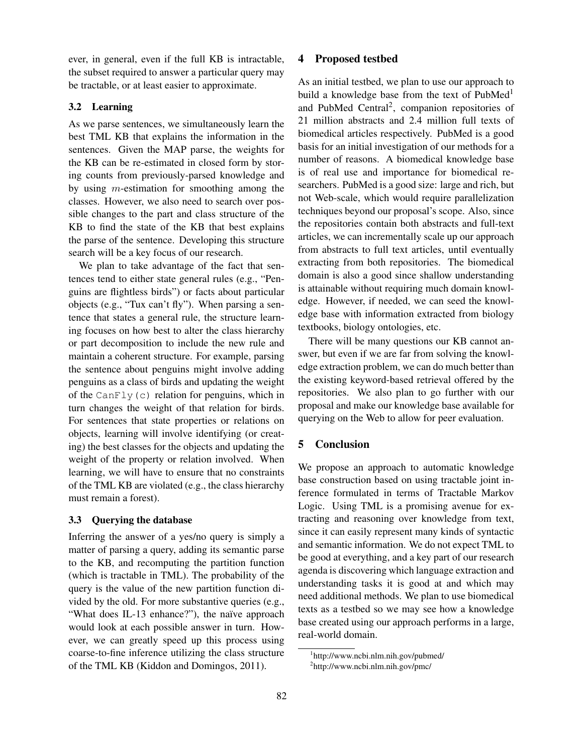ever, in general, even if the full KB is intractable, the subset required to answer a particular query may be tractable, or at least easier to approximate.

### 3.2 Learning

As we parse sentences, we simultaneously learn the best TML KB that explains the information in the sentences. Given the MAP parse, the weights for the KB can be re-estimated in closed form by storing counts from previously-parsed knowledge and by using $m$-estimation for smoothing among the classes. However, we also need to search over possible changes to the part and class structure of the KB to find the state of the KB that best explains the parse of the sentence. Developing this structure search will be a key focus of our research.

We plan to take advantage of the fact that sentences tend to either state general rules (e.g., "Penguins are flightless birds") or facts about particular objects (e.g., "Tux can't fly"). When parsing a sentence that states a general rule, the structure learning focuses on how best to alter the class hierarchy or part decomposition to include the new rule and maintain a coherent structure. For example, parsing the sentence about penguins might involve adding penguins as a class of birds and updating the weight of the `CanFly(c)` relation for penguins, which in turn changes the weight of that relation for birds. For sentences that state properties or relations on objects, learning will involve identifying (or creating) the best classes for the objects and updating the weight of the property or relation involved. When learning, we will have to ensure that no constraints of the TML KB are violated (e.g., the class hierarchy must remain a forest).

### 3.3 Querying the database

Inferring the answer of a yes/no query is simply a matter of parsing a query, adding its semantic parse to the KB, and recomputing the partition function (which is tractable in TML). The probability of the query is the value of the new partition function divided by the old. For more substantive queries (e.g., "What does IL-13 enhance?"), the naïve approach would look at each possible answer in turn. However, we can greatly speed up this process using coarse-to-fine inference utilizing the class structure of the TML KB (Kiddon and Domingos, 2011).

## 4 Proposed testbed

As an initial testbed, we plan to use our approach to build a knowledge base from the text of PubMed[1] and PubMed Central[2], companion repositories of 21 million abstracts and 2.4 million full texts of biomedical articles respectively. PubMed is a good basis for an initial investigation of our methods for a number of reasons. A biomedical knowledge base is of real use and importance for biomedical researchers. PubMed is a good size: large and rich, but not Web-scale, which would require parallelization techniques beyond our proposal's scope. Also, since the repositories contain both abstracts and full-text articles, we can incrementally scale up our approach from abstracts to full text articles, until eventually extracting from both repositories. The biomedical domain is also a good since shallow understanding is attainable without requiring much domain knowledge. However, if needed, we can seed the knowledge base with information extracted from biology textbooks, biology ontologies, etc.

There will be many questions our KB cannot answer, but even if we are far from solving the knowledge extraction problem, we can do much better than the existing keyword-based retrieval offered by the repositories. We also plan to go further with our proposal and make our knowledge base available for querying on the Web to allow for peer evaluation.

## 5 Conclusion

We propose an approach to automatic knowledge base construction based on using tractable joint inference formulated in terms of Tractable Markov Logic. Using TML is a promising avenue for extracting and reasoning over knowledge from text, since it can easily represent many kinds of syntactic and semantic information. We do not expect TML to be good at everything, and a key part of our research agenda is discovering which language extraction and understanding tasks it is good at and which may need additional methods. We plan to use biomedical texts as a testbed so we may see how a knowledge base created using our approach performs in a large, real-world domain.

[1] http://www.ncbi.nlm.nih.gov/pubmed/

[2] http://www.ncbi.nlm.nih.gov/pmc/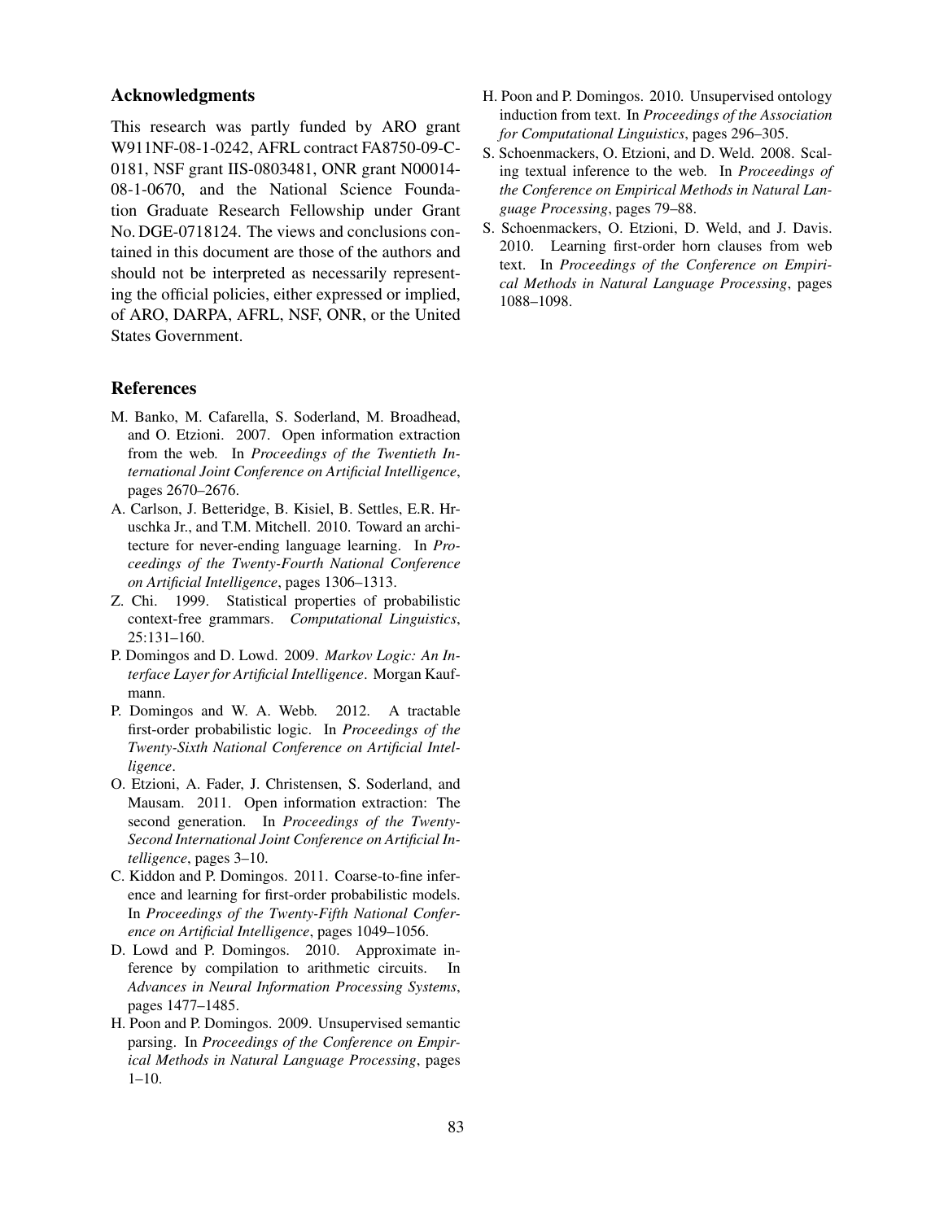## Acknowledgments

This research was partly funded by ARO grant W911NF-08-1-0242, AFRL contract FA8750-09-C-0181, NSF grant IIS-0803481, ONR grant N00014-08-1-0670, and the National Science Foundation Graduate Research Fellowship under Grant No. DGE-0718124. The views and conclusions contained in this document are those of the authors and should not be interpreted as necessarily representing the official policies, either expressed or implied, of ARO, DARPA, AFRL, NSF, ONR, or the United States Government.

## References

M. Banko, M. Cafarella, S. Soderland, M. Broadhead, and O. Etzioni. 2007. Open information extraction from the web. In *Proceedings of the Twentieth International Joint Conference on Artificial Intelligence*, pages 2670–2676.

A. Carlson, J. Betteridge, B. Kisiel, B. Settles, E.R. Hruschka Jr., and T.M. Mitchell. 2010. Toward an architecture for never-ending language learning. In *Proceedings of the Twenty-Fourth National Conference on Artificial Intelligence*, pages 1306–1313.

Z. Chi. 1999. Statistical properties of probabilistic context-free grammars. *Computational Linguistics*, 25:131–160.

P. Domingos and D. Lowd. 2009. *Markov Logic: An Interface Layer for Artificial Intelligence*. Morgan Kaufmann.

P. Domingos and W. A. Webb. 2012. A tractable first-order probabilistic logic. In *Proceedings of the Twenty-Sixth National Conference on Artificial Intelligence*.

O. Etzioni, A. Fader, J. Christensen, S. Soderland, and Mausam. 2011. Open information extraction: The second generation. In *Proceedings of the Twenty-Second International Joint Conference on Artificial Intelligence*, pages 3–10.

C. Kiddon and P. Domingos. 2011. Coarse-to-fine inference and learning for first-order probabilistic models. In *Proceedings of the Twenty-Fifth National Conference on Artificial Intelligence*, pages 1049–1056.

D. Lowd and P. Domingos. 2010. Approximate inference by compilation to arithmetic circuits. In *Advances in Neural Information Processing Systems*, pages 1477–1485.

H. Poon and P. Domingos. 2009. Unsupervised semantic parsing. In *Proceedings of the Conference on Empirical Methods in Natural Language Processing*, pages 1–10.

H. Poon and P. Domingos. 2010. Unsupervised ontology induction from text. In *Proceedings of the Association for Computational Linguistics*, pages 296–305.

S. Schoenmackers, O. Etzioni, and D. Weld. 2008. Scaling textual inference to the web. In *Proceedings of the Conference on Empirical Methods in Natural Language Processing*, pages 79–88.

S. Schoenmackers, O. Etzioni, D. Weld, and J. Davis. 2010. Learning first-order horn clauses from web text. In *Proceedings of the Conference on Empirical Methods in Natural Language Processing*, pages 1088–1098.